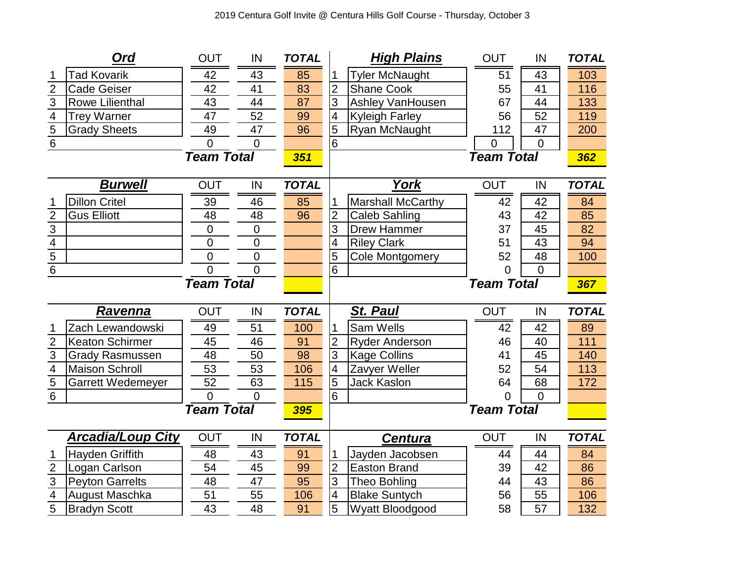2019 Centura Golf Invite @ Centura Hills Golf Course - Thursday, October 3

| # | Ord | OUT | IN | TOTAL |
|---|---|---|---|---|
| 1 | Tad Kovarik | 42 | 43 | 85 |
| 2 | Cade Geiser | 42 | 41 | 83 |
| 3 | Rowe Lilienthal | 43 | 44 | 87 |
| 4 | Trey Warner | 47 | 52 | 99 |
| 5 | Grady Sheets | 49 | 47 | 96 |
| 6 | | 0 | 0 | |
| | | **Team Total** | | **351** |

| # | High Plains | OUT | IN | TOTAL |
|---|---|---|---|---|
| 1 | Tyler McNaught | 51 | 43 | 103 |
| 2 | Shane Cook | 55 | 41 | 116 |
| 3 | Ashley VanHousen | 67 | 44 | 133 |
| 4 | Kyleigh Farley | 56 | 52 | 119 |
| 5 | Ryan McNaught | 112 | 47 | 200 |
| 6 | | 0 | 0 | |
| | | **Team Total** | | **362** |

| # | Burwell | OUT | IN | TOTAL |
|---|---|---|---|---|
| 1 | Dillon Critel | 39 | 46 | 85 |
| 2 | Gus Elliott | 48 | 48 | 96 |
| 3 | | 0 | 0 | |
| 4 | | 0 | 0 | |
| 5 | | 0 | 0 | |
| 6 | | 0 | 0 | |
| | | **Team Total** | | |

| # | York | OUT | IN | TOTAL |
|---|---|---|---|---|
| 1 | Marshall McCarthy | 42 | 42 | 84 |
| 2 | Caleb Sahling | 43 | 42 | 85 |
| 3 | Drew Hammer | 37 | 45 | 82 |
| 4 | Riley Clark | 51 | 43 | 94 |
| 5 | Cole Montgomery | 52 | 48 | 100 |
| 6 | | 0 | 0 | |
| | | **Team Total** | | **367** |

| # | Ravenna | OUT | IN | TOTAL |
|---|---|---|---|---|
| 1 | Zach Lewandowski | 49 | 51 | 100 |
| 2 | Keaton Schirmer | 45 | 46 | 91 |
| 3 | Grady Rasmussen | 48 | 50 | 98 |
| 4 | Maison Schroll | 53 | 53 | 106 |
| 5 | Garrett Wedemeyer | 52 | 63 | 115 |
| 6 | | 0 | 0 | |
| | | **Team Total** | | **395** |

| # | St. Paul | OUT | IN | TOTAL |
|---|---|---|---|---|
| 1 | Sam Wells | 42 | 42 | 89 |
| 2 | Ryder Anderson | 46 | 40 | 111 |
| 3 | Kage Collins | 41 | 45 | 140 |
| 4 | Zavyer Weller | 52 | 54 | 113 |
| 5 | Jack Kaslon | 64 | 68 | 172 |
| 6 | | 0 | 0 | |
| | | **Team Total** | | |

| # | Arcadia/Loup City | OUT | IN | TOTAL |
|---|---|---|---|---|
| 1 | Hayden Griffith | 48 | 43 | 91 |
| 2 | Logan Carlson | 54 | 45 | 99 |
| 3 | Peyton Garrelts | 48 | 47 | 95 |
| 4 | August Maschka | 51 | 55 | 106 |
| 5 | Bradyn Scott | 43 | 48 | 91 |

| # | Centura | OUT | IN | TOTAL |
|---|---|---|---|---|
| 1 | Jayden Jacobsen | 44 | 44 | 84 |
| 2 | Easton Brand | 39 | 42 | 86 |
| 3 | Theo Bohling | 44 | 43 | 86 |
| 4 | Blake Suntych | 56 | 55 | 106 |
| 5 | Wyatt Bloodgood | 58 | 57 | 132 |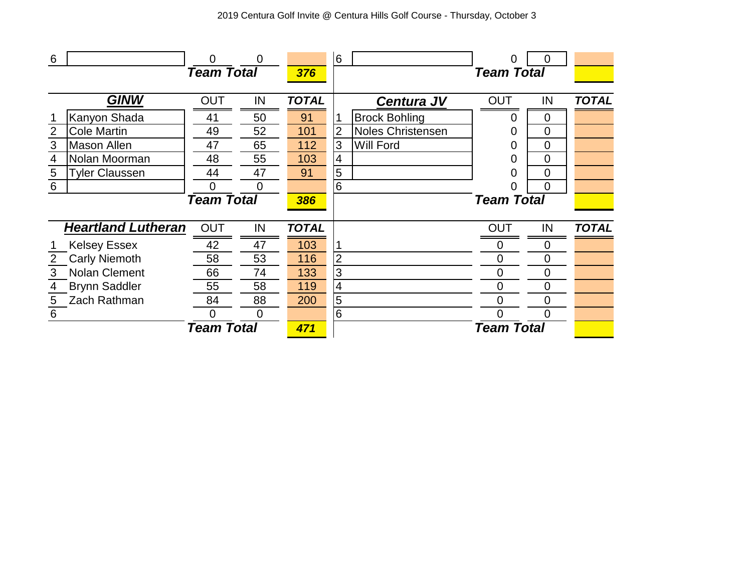2019 Centura Golf Invite @ Centura Hills Golf Course - Thursday, October 3

| | | OUT | IN | TOTAL |
|---|---|---|---|---|
| 6 | | 0 | 0 | |
| | Team Total | | | 376 |

| | | OUT | IN | TOTAL |
|---|---|---|---|---|
| 6 | | 0 | 0 | |
| | Team Total | | | |

| | GINW | OUT | IN | TOTAL |
|---|---|---|---|---|
| 1 | Kanyon Shada | 41 | 50 | 91 |
| 2 | Cole Martin | 49 | 52 | 101 |
| 3 | Mason Allen | 47 | 65 | 112 |
| 4 | Nolan Moorman | 48 | 55 | 103 |
| 5 | Tyler Claussen | 44 | 47 | 91 |
| 6 | | 0 | 0 | |
| | Team Total | | | 386 |

| | Centura JV | OUT | IN | TOTAL |
|---|---|---|---|---|
| 1 | Brock Bohling | 0 | 0 | |
| 2 | Noles Christensen | 0 | 0 | |
| 3 | Will Ford | 0 | 0 | |
| 4 | | 0 | 0 | |
| 5 | | 0 | 0 | |
| 6 | | 0 | 0 | |
| | Team Total | | | |

| | Heartland Lutheran | OUT | IN | TOTAL |
|---|---|---|---|---|
| 1 | Kelsey Essex | 42 | 47 | 103 |
| 2 | Carly Niemoth | 58 | 53 | 116 |
| 3 | Nolan Clement | 66 | 74 | 133 |
| 4 | Brynn Saddler | 55 | 58 | 119 |
| 5 | Zach Rathman | 84 | 88 | 200 |
| 6 | | 0 | 0 | |
| | Team Total | | | 471 |

| | | OUT | IN | TOTAL |
|---|---|---|---|---|
| 1 | | 0 | 0 | |
| 2 | | 0 | 0 | |
| 3 | | 0 | 0 | |
| 4 | | 0 | 0 | |
| 5 | | 0 | 0 | |
| 6 | | 0 | 0 | |
| | Team Total | | | |